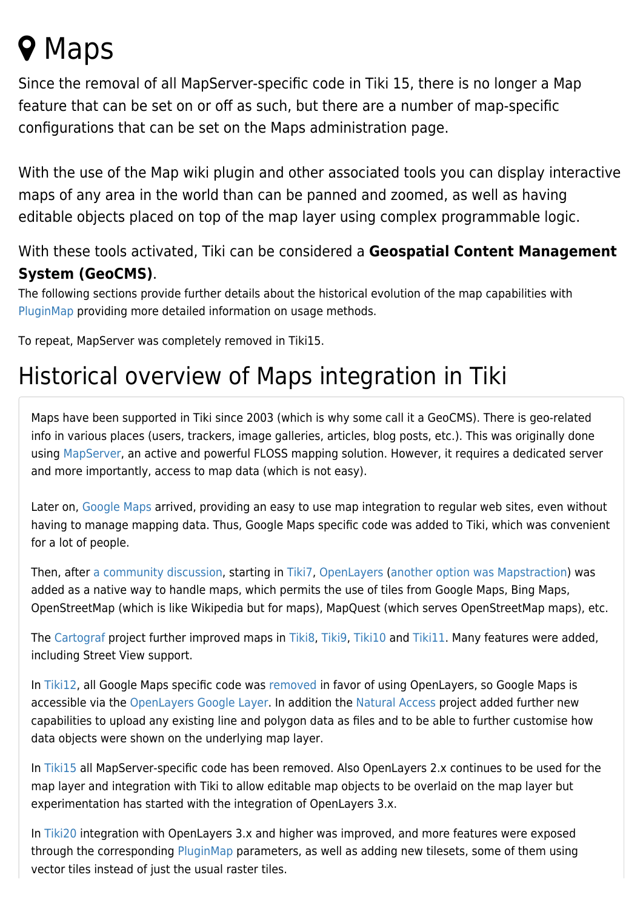# Maps

Since the removal of all MapServer-specific code in Tiki 15, there is no longer a Map feature that can be set on or off as such, but there are a number of map-specific configurations that can be set on the Maps administration page.

With the use of the Map wiki plugin and other associated tools you can display interactive maps of any area in the world than can be panned and zoomed, as well as having editable objects placed on top of the map layer using complex programmable logic.

With these tools activated, Tiki can be considered a **Geospatial Content Management System (GeoCMS)**.

The following sections provide further details about the historical evolution of the map capabilities with PluginMap providing more detailed information on usage methods.

To repeat, MapServer was completely removed in Tiki15.

## Historical overview of Maps integration in Tiki

Maps have been supported in Tiki since 2003 (which is why some call it a GeoCMS). There is geo-related info in various places (users, trackers, image galleries, articles, blog posts, etc.). This was originally done using MapServer, an active and powerful FLOSS mapping solution. However, it requires a dedicated server and more importantly, access to map data (which is not easy).

Later on, Google Maps arrived, providing an easy to use map integration to regular web sites, even without having to manage mapping data. Thus, Google Maps specific code was added to Tiki, which was convenient for a lot of people.

Then, after a community discussion, starting in Tiki7, OpenLayers (another option was Mapstraction) was added as a native way to handle maps, which permits the use of tiles from Google Maps, Bing Maps, OpenStreetMap (which is like Wikipedia but for maps), MapQuest (which serves OpenStreetMap maps), etc.

The Cartograf project further improved maps in Tiki8, Tiki9, Tiki10 and Tiki11. Many features were added, including Street View support.

In Tiki12, all Google Maps specific code was removed in favor of using OpenLayers, so Google Maps is accessible via the OpenLayers Google Layer. In addition the Natural Access project added further new capabilities to upload any existing line and polygon data as files and to be able to further customise how data objects were shown on the underlying map layer.

In Tiki15 all MapServer-specific code has been removed. Also OpenLayers 2.x continues to be used for the map layer and integration with Tiki to allow editable map objects to be overlaid on the map layer but experimentation has started with the integration of OpenLayers 3.x.

In Tiki20 integration with OpenLayers 3.x and higher was improved, and more features were exposed through the corresponding PluginMap parameters, as well as adding new tilesets, some of them using vector tiles instead of just the usual raster tiles.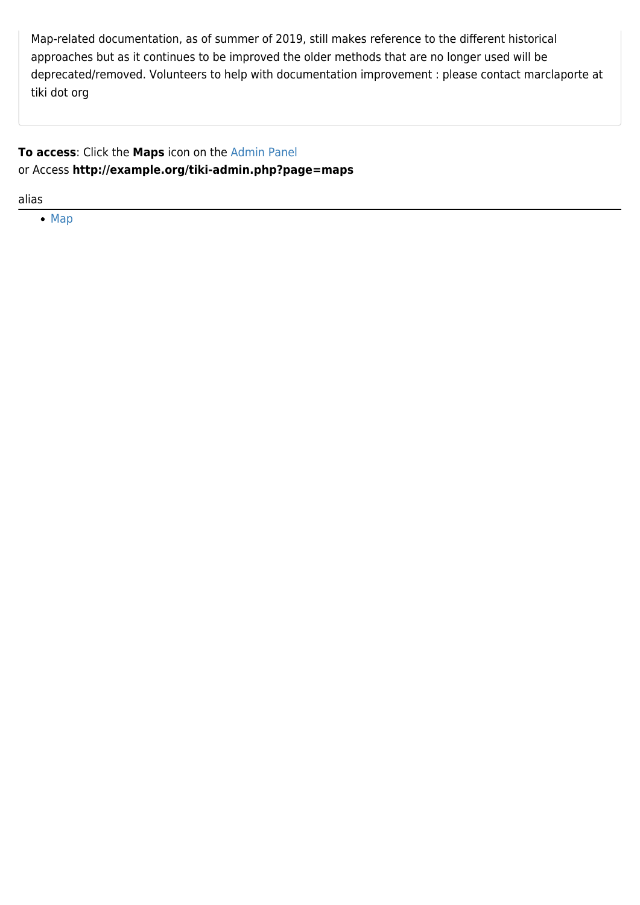Map-related documentation, as of summer of 2019, still makes reference to the different historical approaches but as it continues to be improved the older methods that are no longer used will be deprecated/removed. Volunteers to help with documentation improvement : please contact marclaporte at tiki dot org

**To access**: Click the **Maps** icon on the Admin Panel
or Access **http://example.org/tiki-admin.php?page=maps**

alias

---

- Map